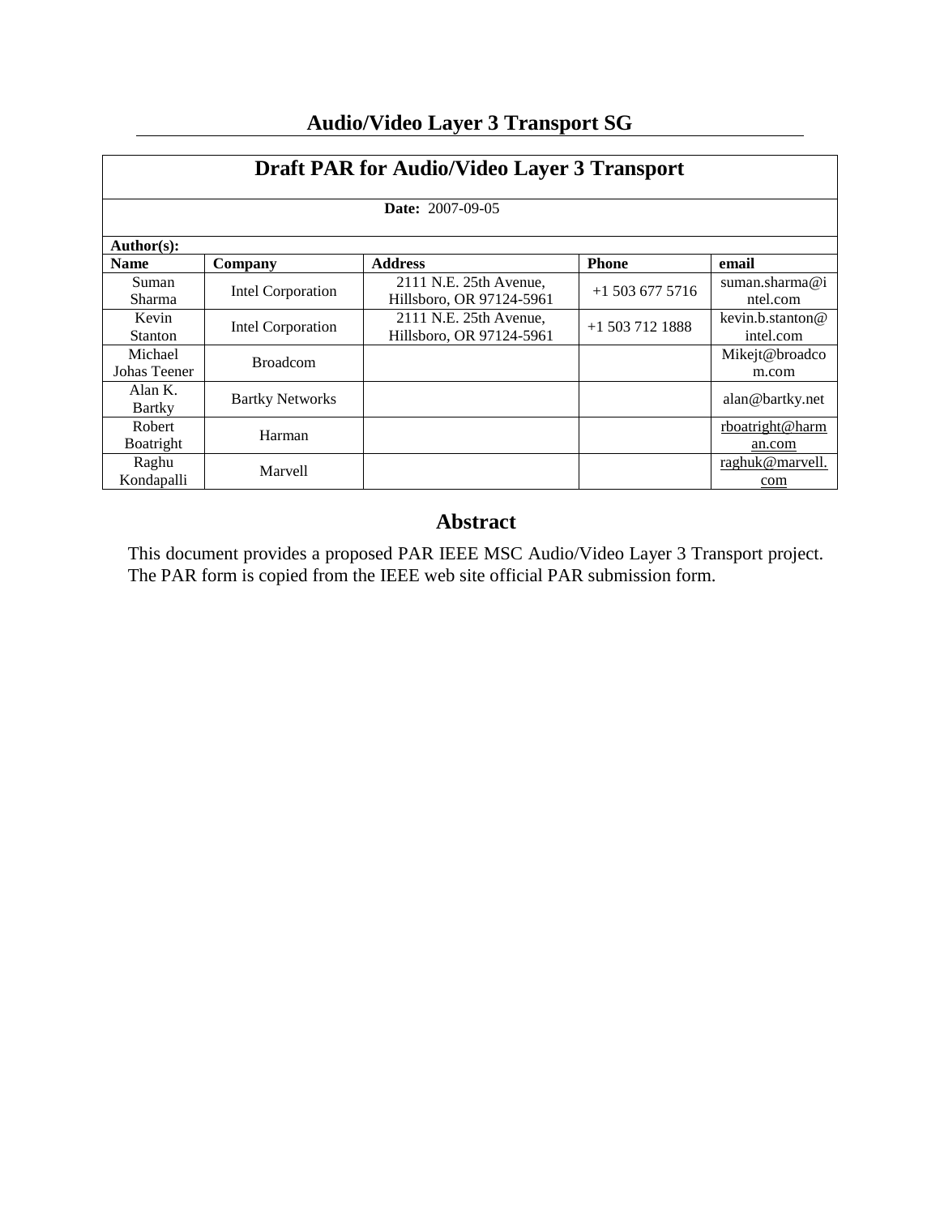# Audio/Video Layer 3 Transport SG

## Draft PAR for Audio/Video Layer 3 Transport

**Date:** 2007-09-05

**Author(s):**

| Name | Company | Address | Phone | email |
|---|---|---|---|---|
| Suman Sharma | Intel Corporation | 2111 N.E. 25th Avenue, Hillsboro, OR 97124-5961 | +1 503 677 5716 | suman.sharma@intel.com |
| Kevin Stanton | Intel Corporation | 2111 N.E. 25th Avenue, Hillsboro, OR 97124-5961 | +1 503 712 1888 | kevin.b.stanton@intel.com |
| Michael Johas Teener | Broadcom | | | Mikejt@broadcom.com |
| Alan K. Bartky | Bartky Networks | | | alan@bartky.net |
| Robert Boatright | Harman | | | rboatright@harman.com |
| Raghu Kondapalli | Marvell | | | raghuk@marvell.com |

## Abstract

This document provides a proposed PAR IEEE MSC Audio/Video Layer 3 Transport project. The PAR form is copied from the IEEE web site official PAR submission form.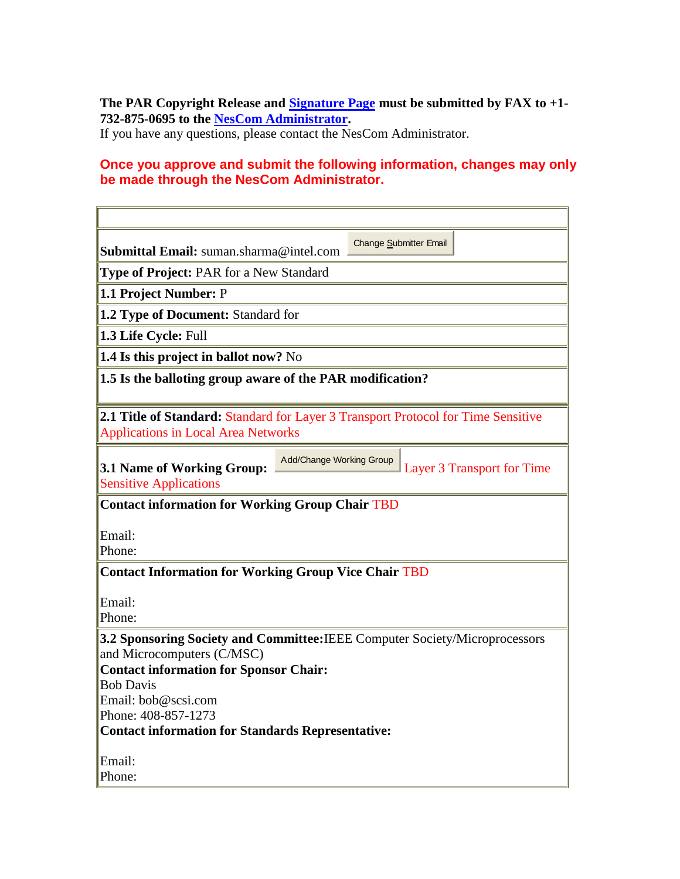**The PAR Copyright Release and Signature Page must be submitted by FAX to +1-732-875-0695 to the NesCom Administrator.**
If you have any questions, please contact the NesCom Administrator.

**Once you approve and submit the following information, changes may only be made through the NesCom Administrator.**

|  |
|---|
| **Submittal Email:** suman.sharma@intel.com  Change Submitter Email |
| **Type of Project:** PAR for a New Standard |
| **1.1 Project Number:** P |
| **1.2 Type of Document:** Standard for |
| **1.3 Life Cycle:** Full |
| **1.4 Is this project in ballot now?** No |
| **1.5 Is the balloting group aware of the PAR modification?** |
| **2.1 Title of Standard:** Standard for Layer 3 Transport Protocol for Time Sensitive Applications in Local Area Networks |
| **3.1 Name of Working Group:** Add/Change Working Group  Layer 3 Transport for Time Sensitive Applications |
| **Contact information for Working Group Chair** TBD<br><br>Email:<br>Phone: |
| **Contact Information for Working Group Vice Chair** TBD<br><br>Email:<br>Phone: |
| **3.2 Sponsoring Society and Committee:** IEEE Computer Society/Microprocessors and Microcomputers (C/MSC)<br>**Contact information for Sponsor Chair:**<br>Bob Davis<br>Email: bob@scsi.com<br>Phone: 408-857-1273<br>**Contact information for Standards Representative:**<br><br>Email:<br>Phone: |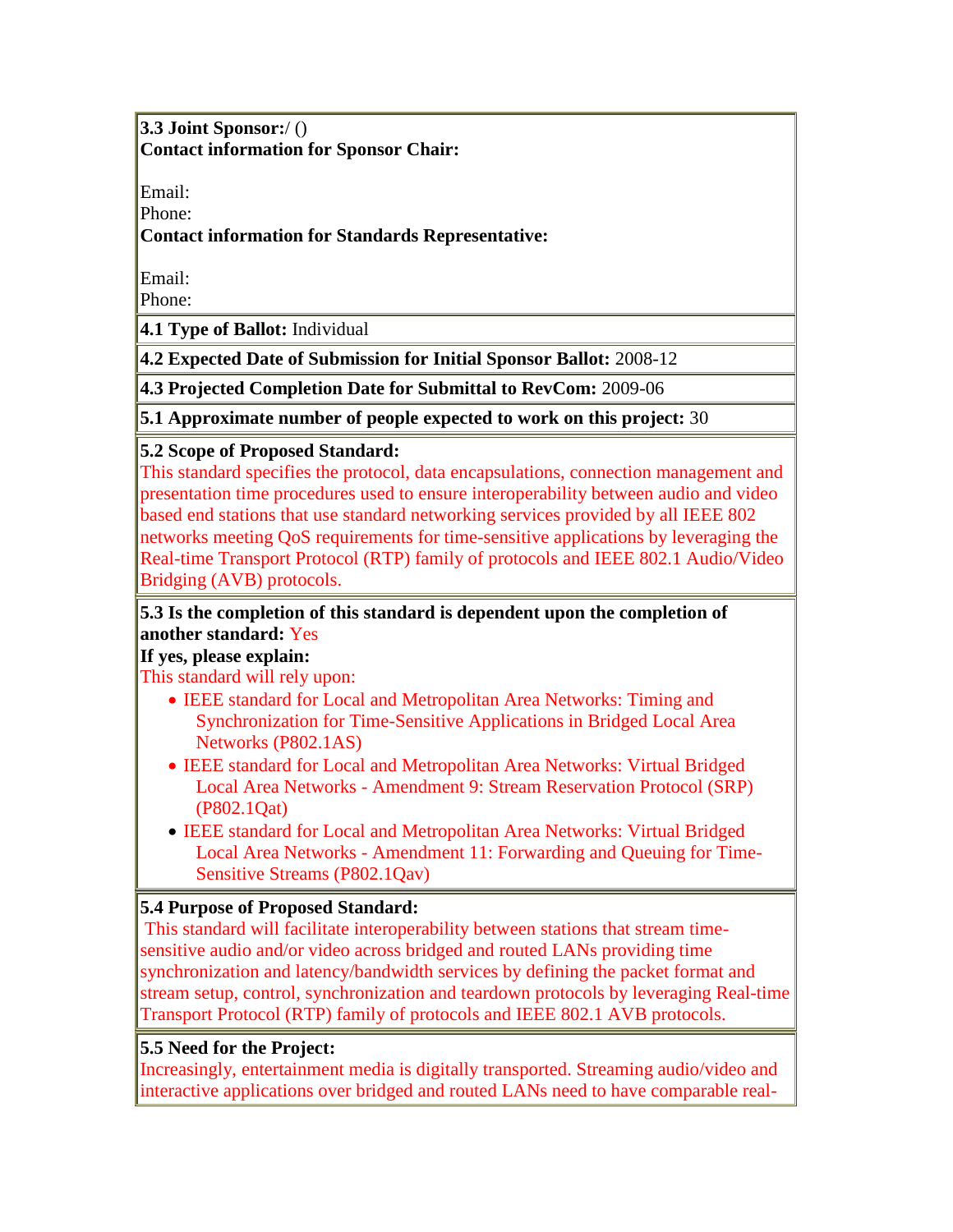**3.3 Joint Sponsor:**/ ()
**Contact information for Sponsor Chair:**

Email:
Phone:
**Contact information for Standards Representative:**

Email:
Phone:

**4.1 Type of Ballot:** Individual

**4.2 Expected Date of Submission for Initial Sponsor Ballot:** 2008-12

**4.3 Projected Completion Date for Submittal to RevCom:** 2009-06

**5.1 Approximate number of people expected to work on this project:** 30

**5.2 Scope of Proposed Standard:**
This standard specifies the protocol, data encapsulations, connection management and presentation time procedures used to ensure interoperability between audio and video based end stations that use standard networking services provided by all IEEE 802 networks meeting QoS requirements for time-sensitive applications by leveraging the Real-time Transport Protocol (RTP) family of protocols and IEEE 802.1 Audio/Video Bridging (AVB) protocols.

**5.3 Is the completion of this standard is dependent upon the completion of another standard:** Yes
**If yes, please explain:**
This standard will rely upon:

- IEEE standard for Local and Metropolitan Area Networks: Timing and Synchronization for Time-Sensitive Applications in Bridged Local Area Networks (P802.1AS)
- IEEE standard for Local and Metropolitan Area Networks: Virtual Bridged Local Area Networks - Amendment 9: Stream Reservation Protocol (SRP) (P802.1Qat)
- IEEE standard for Local and Metropolitan Area Networks: Virtual Bridged Local Area Networks - Amendment 11: Forwarding and Queuing for Time-Sensitive Streams (P802.1Qav)

**5.4 Purpose of Proposed Standard:**
This standard will facilitate interoperability between stations that stream time-sensitive audio and/or video across bridged and routed LANs providing time synchronization and latency/bandwidth services by defining the packet format and stream setup, control, synchronization and teardown protocols by leveraging Real-time Transport Protocol (RTP) family of protocols and IEEE 802.1 AVB protocols.

**5.5 Need for the Project:**
Increasingly, entertainment media is digitally transported. Streaming audio/video and interactive applications over bridged and routed LANs need to have comparable real-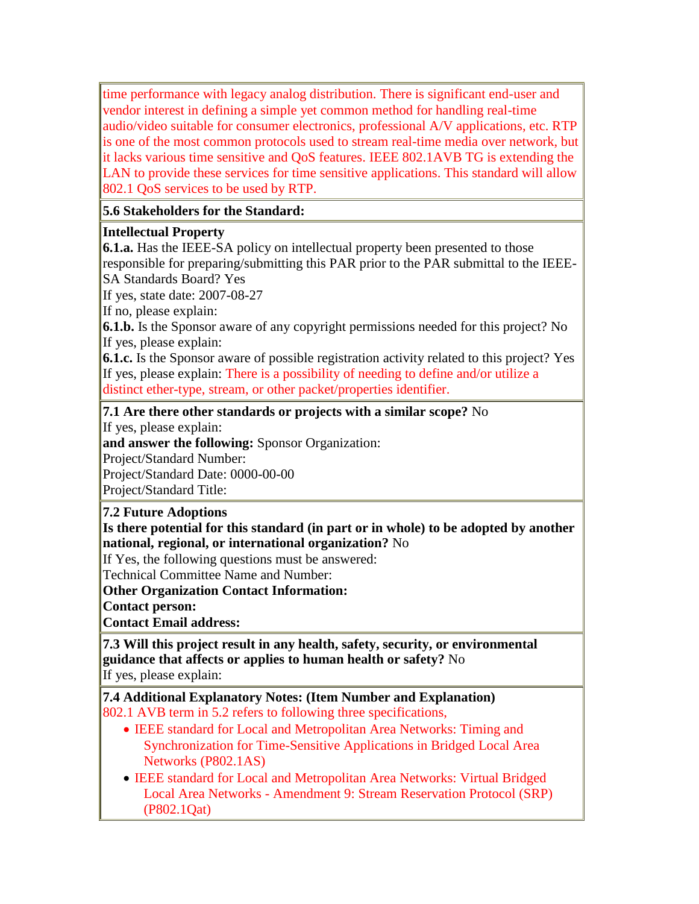time performance with legacy analog distribution. There is significant end-user and vendor interest in defining a simple yet common method for handling real-time audio/video suitable for consumer electronics, professional A/V applications, etc. RTP is one of the most common protocols used to stream real-time media over network, but it lacks various time sensitive and QoS features. IEEE 802.1AVB TG is extending the LAN to provide these services for time sensitive applications. This standard will allow 802.1 QoS services to be used by RTP.

**5.6 Stakeholders for the Standard:**

**Intellectual Property**
**6.1.a.** Has the IEEE-SA policy on intellectual property been presented to those responsible for preparing/submitting this PAR prior to the PAR submittal to the IEEE-SA Standards Board? Yes
If yes, state date: 2007-08-27
If no, please explain:
**6.1.b.** Is the Sponsor aware of any copyright permissions needed for this project? No
If yes, please explain:
**6.1.c.** Is the Sponsor aware of possible registration activity related to this project? Yes
If yes, please explain: There is a possibility of needing to define and/or utilize a distinct ether-type, stream, or other packet/properties identifier.

**7.1 Are there other standards or projects with a similar scope?** No
If yes, please explain:
**and answer the following:** Sponsor Organization:
Project/Standard Number:
Project/Standard Date: 0000-00-00
Project/Standard Title:

**7.2 Future Adoptions**
**Is there potential for this standard (in part or in whole) to be adopted by another national, regional, or international organization?** No
If Yes, the following questions must be answered:
Technical Committee Name and Number:
**Other Organization Contact Information:**
**Contact person:**
**Contact Email address:**

**7.3 Will this project result in any health, safety, security, or environmental guidance that affects or applies to human health or safety?** No
If yes, please explain:

**7.4 Additional Explanatory Notes: (Item Number and Explanation)**
802.1 AVB term in 5.2 refers to following three specifications,

- IEEE standard for Local and Metropolitan Area Networks: Timing and Synchronization for Time-Sensitive Applications in Bridged Local Area Networks (P802.1AS)
- IEEE standard for Local and Metropolitan Area Networks: Virtual Bridged Local Area Networks - Amendment 9: Stream Reservation Protocol (SRP) (P802.1Qat)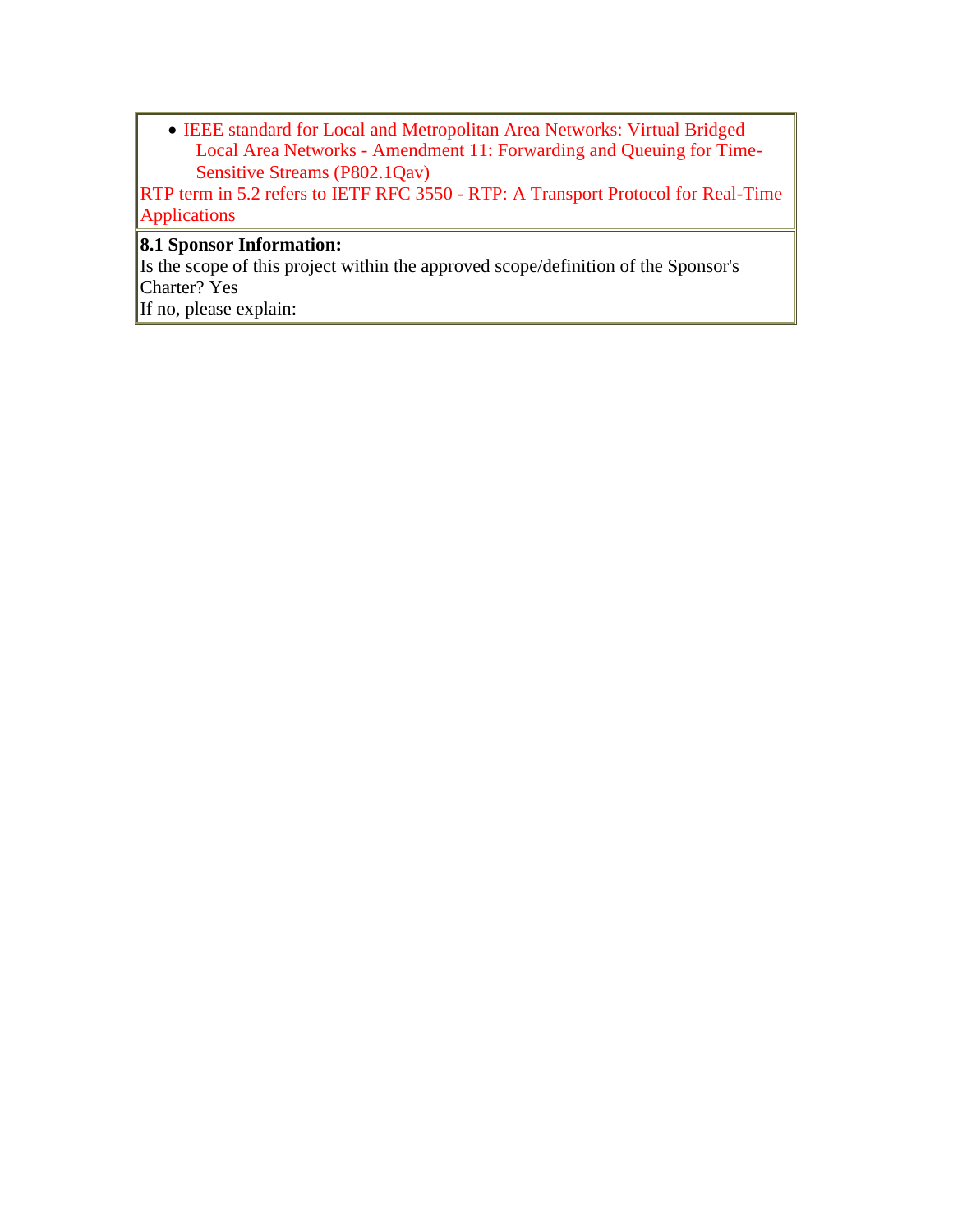- IEEE standard for Local and Metropolitan Area Networks: Virtual Bridged Local Area Networks - Amendment 11: Forwarding and Queuing for Time-Sensitive Streams (P802.1Qav)

RTP term in 5.2 refers to IETF RFC 3550 - RTP: A Transport Protocol for Real-Time Applications

**8.1 Sponsor Information:**
Is the scope of this project within the approved scope/definition of the Sponsor's Charter? Yes
If no, please explain: